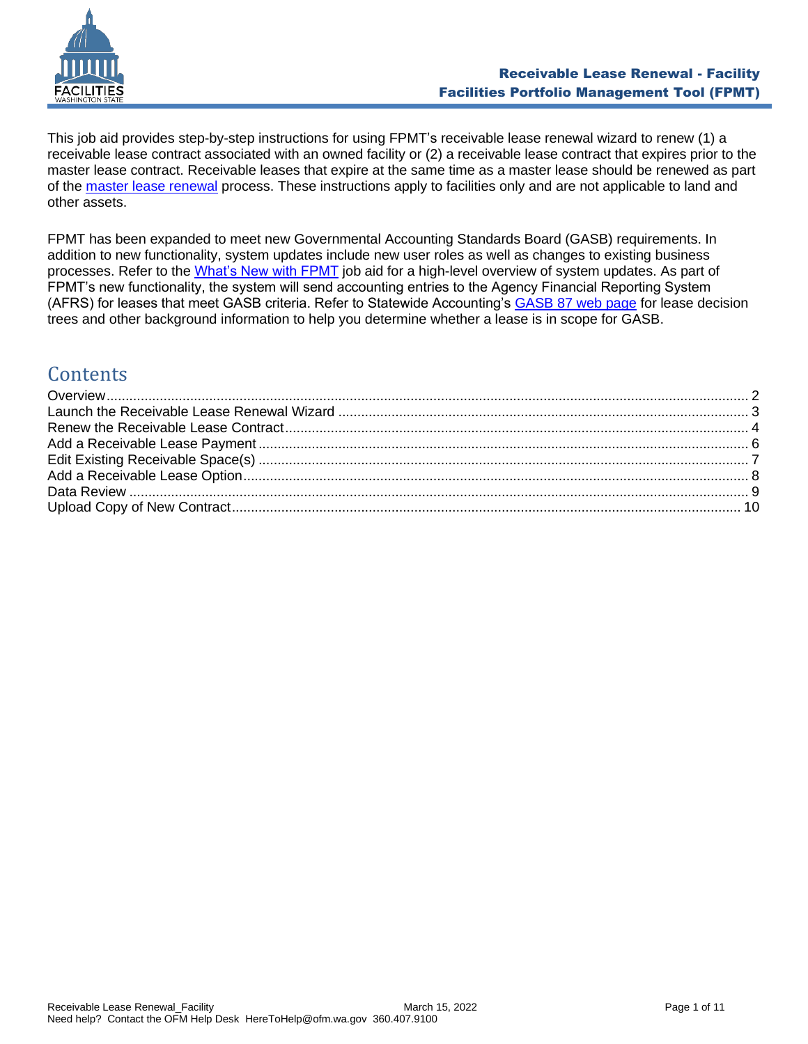# Receivable Lease Renewal - Facility
## Facilities Portfolio Management Tool (FPMT)

This job aid provides step-by-step instructions for using FPMT's receivable lease renewal wizard to renew (1) a receivable lease contract associated with an owned facility or (2) a receivable lease contract that expires prior to the master lease contract. Receivable leases that expire at the same time as a master lease should be renewed as part of the master lease renewal process. These instructions apply to facilities only and are not applicable to land and other assets.

FPMT has been expanded to meet new Governmental Accounting Standards Board (GASB) requirements. In addition to new functionality, system updates include new user roles as well as changes to existing business processes. Refer to the What's New with FPMT job aid for a high-level overview of system updates. As part of FPMT's new functionality, the system will send accounting entries to the Agency Financial Reporting System (AFRS) for leases that meet GASB criteria. Refer to Statewide Accounting's GASB 87 web page for lease decision trees and other background information to help you determine whether a lease is in scope for GASB.

## Contents

Overview .......... 2
Launch the Receivable Lease Renewal Wizard .......... 3
Renew the Receivable Lease Contract .......... 4
Add a Receivable Lease Payment .......... 6
Edit Existing Receivable Space(s) .......... 7
Add a Receivable Lease Option .......... 8
Data Review .......... 9
Upload Copy of New Contract .......... 10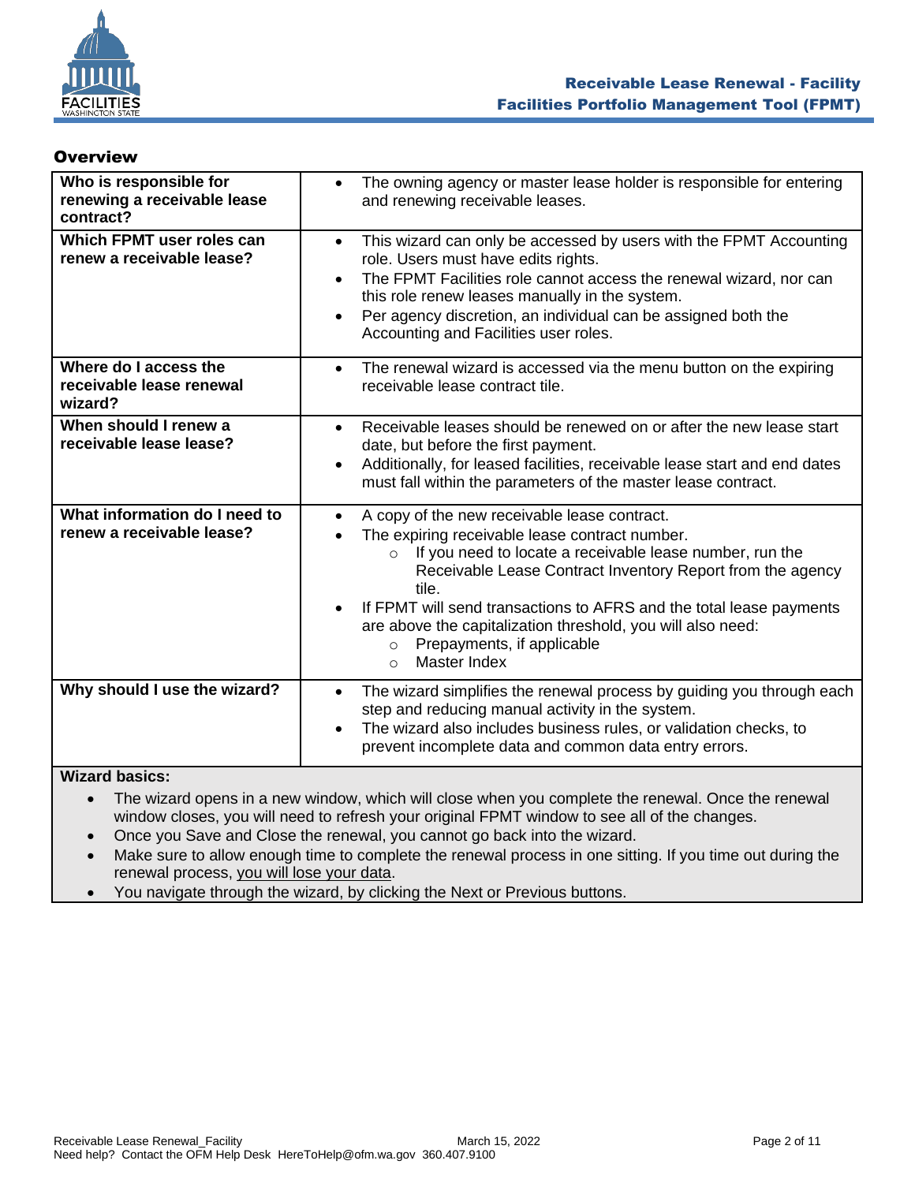## Overview

| Who is responsible for renewing a receivable lease contract? | • The owning agency or master lease holder is responsible for entering and renewing receivable leases. |
|---|---|
| **Which FPMT user roles can renew a receivable lease?** | • This wizard can only be accessed by users with the FPMT Accounting role. Users must have edits rights.<br>• The FPMT Facilities role cannot access the renewal wizard, nor can this role renew leases manually in the system.<br>• Per agency discretion, an individual can be assigned both the Accounting and Facilities user roles. |
| **Where do I access the receivable lease renewal wizard?** | • The renewal wizard is accessed via the menu button on the expiring receivable lease contract tile. |
| **When should I renew a receivable lease lease?** | • Receivable leases should be renewed on or after the new lease start date, but before the first payment.<br>• Additionally, for leased facilities, receivable lease start and end dates must fall within the parameters of the master lease contract. |
| **What information do I need to renew a receivable lease?** | • A copy of the new receivable lease contract.<br>• The expiring receivable lease contract number.<br>&nbsp;&nbsp;&nbsp;&nbsp;○ If you need to locate a receivable lease number, run the Receivable Lease Contract Inventory Report from the agency tile.<br>• If FPMT will send transactions to AFRS and the total lease payments are above the capitalization threshold, you will also need:<br>&nbsp;&nbsp;&nbsp;&nbsp;○ Prepayments, if applicable<br>&nbsp;&nbsp;&nbsp;&nbsp;○ Master Index |
| **Why should I use the wizard?** | • The wizard simplifies the renewal process by guiding you through each step and reducing manual activity in the system.<br>• The wizard also includes business rules, or validation checks, to prevent incomplete data and common data entry errors. |

**Wizard basics:**

- The wizard opens in a new window, which will close when you complete the renewal. Once the renewal window closes, you will need to refresh your original FPMT window to see all of the changes.
- Once you Save and Close the renewal, you cannot go back into the wizard.
- Make sure to allow enough time to complete the renewal process in one sitting. If you time out during the renewal process, you will lose your data.
- You navigate through the wizard, by clicking the Next or Previous buttons.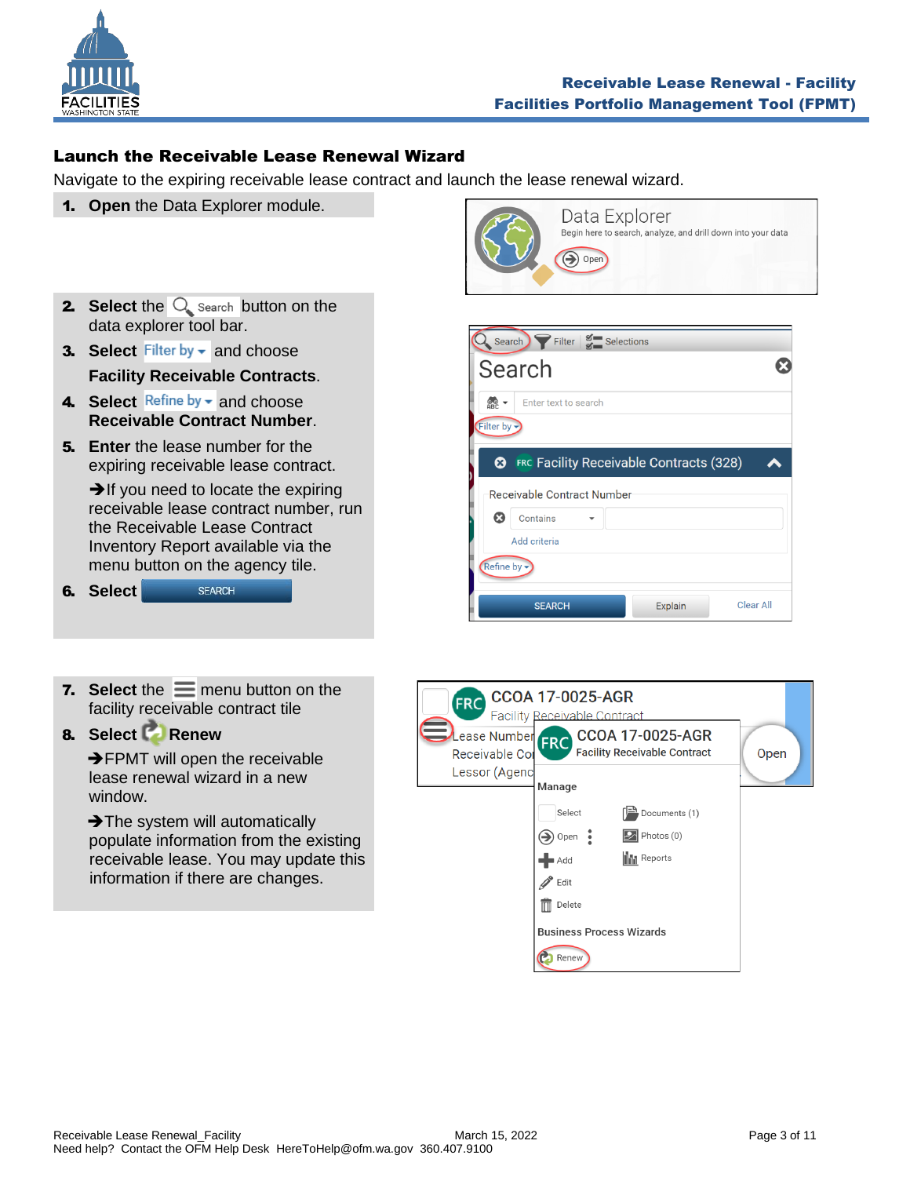## Launch the Receivable Lease Renewal Wizard

Navigate to the expiring receivable lease contract and launch the lease renewal wizard.

1. **Open** the Data Explorer module.
2. **Select** the Search button on the data explorer tool bar.
3. **Select** Filter by and choose **Facility Receivable Contracts**.
4. **Select** Refine by and choose **Receivable Contract Number**.
5. **Enter** the lease number for the expiring receivable lease contract.

   ➔If you need to locate the expiring receivable lease contract number, run the Receivable Lease Contract Inventory Report available via the menu button on the agency tile.
6. **Select** SEARCH
7. **Select** the menu button on the facility receivable contract tile
8. **Select** **Renew**

   ➔FPMT will open the receivable lease renewal wizard in a new window.

   ➔The system will automatically populate information from the existing receivable lease. You may update this information if there are changes.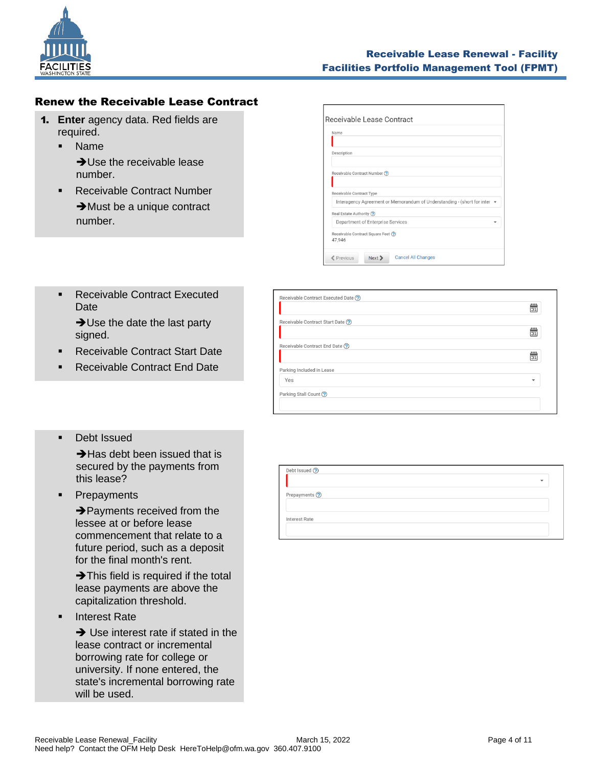## Renew the Receivable Lease Contract

1. **Enter** agency data. Red fields are required.
   - Name

     ➔Use the receivable lease number.
   - Receivable Contract Number

     ➔Must be a unique contract number.
   - Receivable Contract Executed Date

     ➔Use the date the last party signed.
   - Receivable Contract Start Date
   - Receivable Contract End Date
   - Debt Issued

     ➔Has debt been issued that is secured by the payments from this lease?
   - Prepayments

     ➔Payments received from the lessee at or before lease commencement that relate to a future period, such as a deposit for the final month's rent.

     ➔This field is required if the total lease payments are above the capitalization threshold.
   - Interest Rate

     ➔ Use interest rate if stated in the lease contract or incremental borrowing rate for college or university. If none entered, the state's incremental borrowing rate will be used.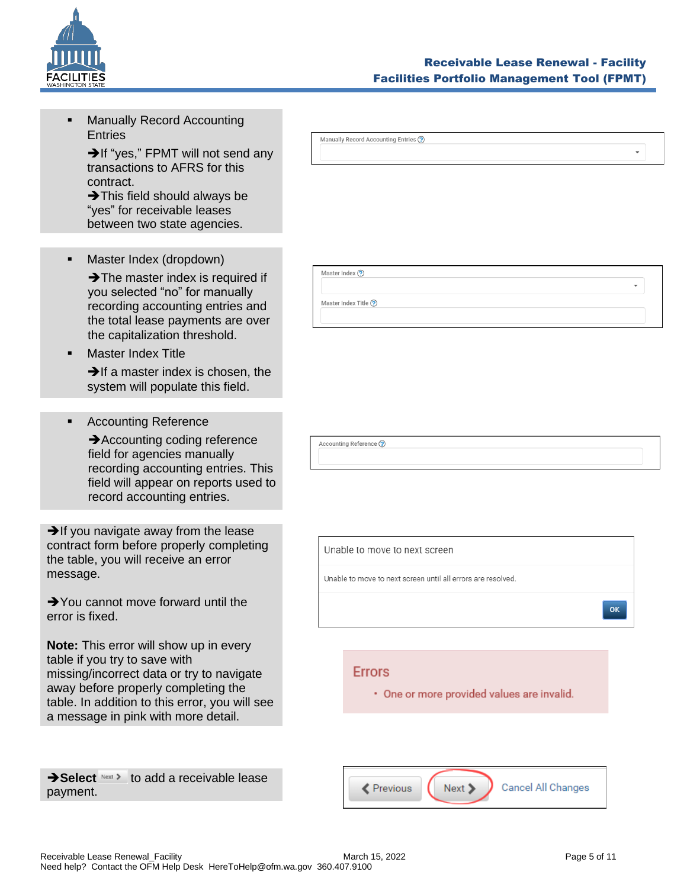- Manually Record Accounting Entries

  ➔If "yes," FPMT will not send any transactions to AFRS for this contract.
  ➔This field should always be "yes" for receivable leases between two state agencies.

Manually Record Accounting Entries

- Master Index (dropdown)

  ➔The master index is required if you selected "no" for manually recording accounting entries and the total lease payments are over the capitalization threshold.

- Master Index Title

  ➔If a master index is chosen, the system will populate this field.

Master Index

Master Index Title

- Accounting Reference

  ➔Accounting coding reference field for agencies manually recording accounting entries. This field will appear on reports used to record accounting entries.

Accounting Reference

➔If you navigate away from the lease contract form before properly completing the table, you will receive an error message.

➔You cannot move forward until the error is fixed.

**Note:** This error will show up in every table if you try to save with missing/incorrect data or try to navigate away before properly completing the table. In addition to this error, you will see a message in pink with more detail.

Unable to move to next screen

Unable to move to next screen until all errors are resolved.

OK

Errors

- One or more provided values are invalid.

➔**Select** Next to add a receivable lease payment.

Previous | Next | Cancel All Changes

Receivable Lease Renewal_Facility March 15, 2022
Need help? Contact the OFM Help Desk HereToHelp@ofm.wa.gov 360.407.9100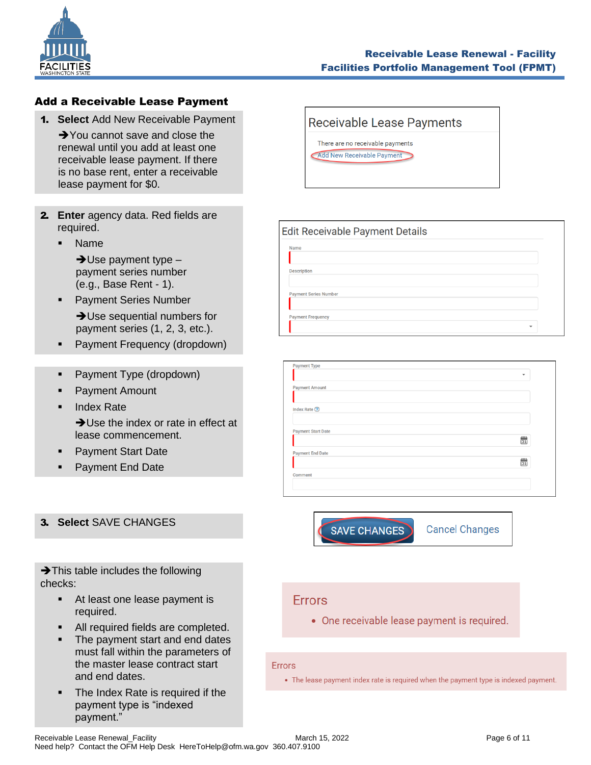## Add a Receivable Lease Payment

1. **Select** Add New Receivable Payment

   ➔You cannot save and close the renewal until you add at least one receivable lease payment. If there is no base rent, enter a receivable lease payment for $0.

Receivable Lease Payments

There are no receivable payments

Add New Receivable Payment

2. **Enter** agency data. Red fields are required.
   - Name

     ➔Use payment type – payment series number (e.g., Base Rent - 1).
   - Payment Series Number

     ➔Use sequential numbers for payment series (1, 2, 3, etc.).
   - Payment Frequency (dropdown)
   - Payment Type (dropdown)
   - Payment Amount
   - Index Rate

     ➔Use the index or rate in effect at lease commencement.
   - Payment Start Date
   - Payment End Date

Edit Receivable Payment Details

Name

Description

Payment Series Number

Payment Frequency

Payment Type

Payment Amount

Index Rate

Payment Start Date

Payment End Date

Comment

3. **Select** SAVE CHANGES

SAVE CHANGES    Cancel Changes

➔This table includes the following checks:

- At least one lease payment is required.
- All required fields are completed.
- The payment start and end dates must fall within the parameters of the master lease contract start and end dates.
- The Index Rate is required if the payment type is "indexed payment."

Errors

- One receivable lease payment is required.

Errors

- The lease payment index rate is required when the payment type is indexed payment.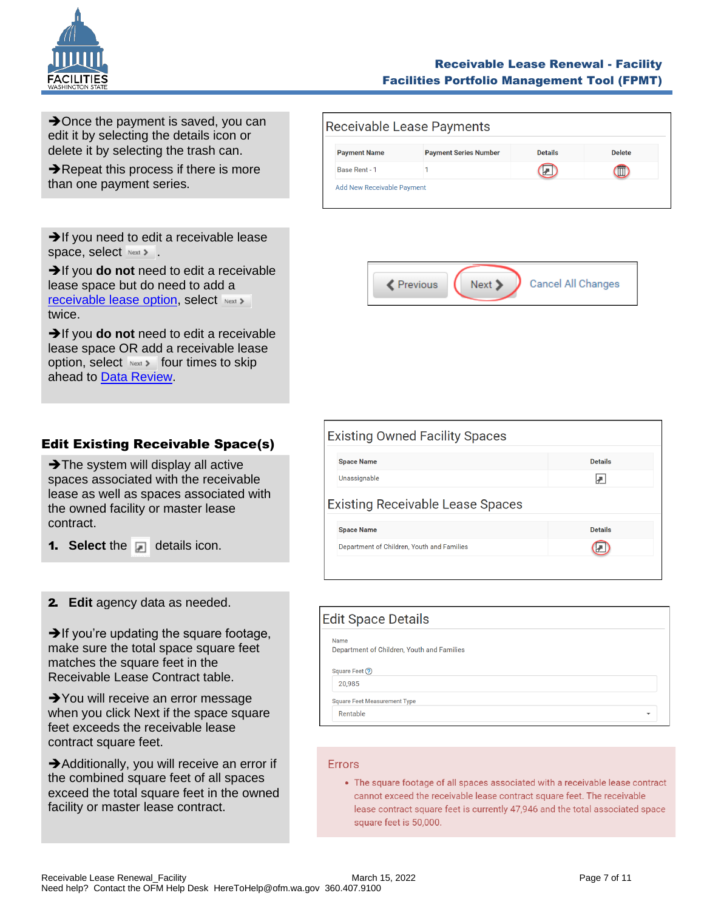➔Once the payment is saved, you can edit it by selecting the details icon or delete it by selecting the trash can.

➔Repeat this process if there is more than one payment series.

Receivable Lease Payments

| Payment Name | Payment Series Number | Details | Delete |
|---|---|---|---|
| Base Rent - 1 | 1 | | |

Add New Receivable Payment

➔If you need to edit a receivable lease space, select Next >.

➔If you **do not** need to edit a receivable lease space but do need to add a receivable lease option, select Next > twice.

➔If you **do not** need to edit a receivable lease space OR add a receivable lease option, select Next > four times to skip ahead to Data Review.

< Previous | Next > | Cancel All Changes

## Edit Existing Receivable Space(s)

➔The system will display all active spaces associated with the receivable lease as well as spaces associated with the owned facility or master lease contract.

1. **Select the** details icon.

Existing Owned Facility Spaces

| Space Name | Details |
|---|---|
| Unassignable | |

Existing Receivable Lease Spaces

| Space Name | Details |
|---|---|
| Department of Children, Youth and Families | |

2. **Edit** agency data as needed.

➔If you're updating the square footage, make sure the total space square feet matches the square feet in the Receivable Lease Contract table.

➔You will receive an error message when you click Next if the space square feet exceeds the receivable lease contract square feet.

➔Additionally, you will receive an error if the combined square feet of all spaces exceed the total square feet in the owned facility or master lease contract.

Edit Space Details

Name
Department of Children, Youth and Families

Square Feet
20,985

Square Feet Measurement Type
Rentable

Errors

- The square footage of all spaces associated with a receivable lease contract cannot exceed the receivable lease contract square feet. The receivable lease contract square feet is currently 47,946 and the total associated space square feet is 50,000.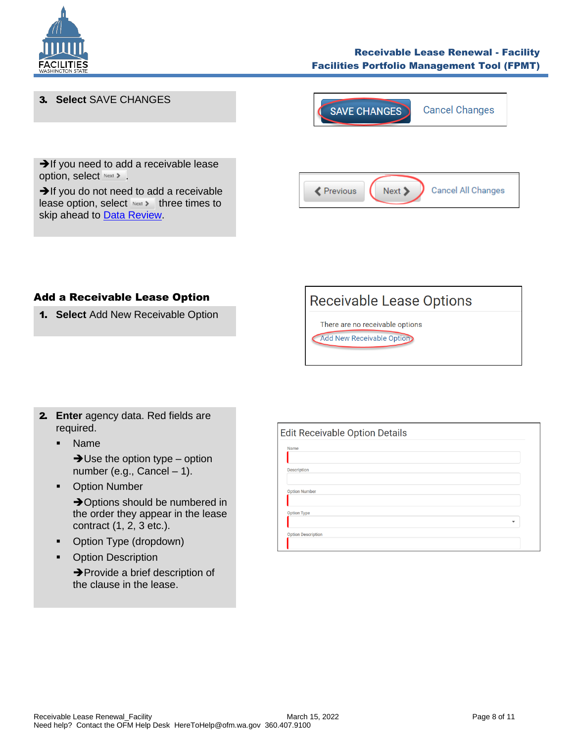3. **Select** SAVE CHANGES

SAVE CHANGES | Cancel Changes

➔If you need to add a receivable lease option, select Next >.

➔If you do not need to add a receivable lease option, select Next > three times to skip ahead to Data Review.

Previous | Next | Cancel All Changes

## Add a Receivable Lease Option

1. **Select** Add New Receivable Option

Receivable Lease Options

There are no receivable options

Add New Receivable Option

2. **Enter** agency data. Red fields are required.
   - Name

     ➔Use the option type – option number (e.g., Cancel – 1).
   - Option Number

     ➔Options should be numbered in the order they appear in the lease contract (1, 2, 3 etc.).
   - Option Type (dropdown)
   - Option Description

     ➔Provide a brief description of the clause in the lease.

Edit Receivable Option Details

Name

Description

Option Number

Option Type

Option Description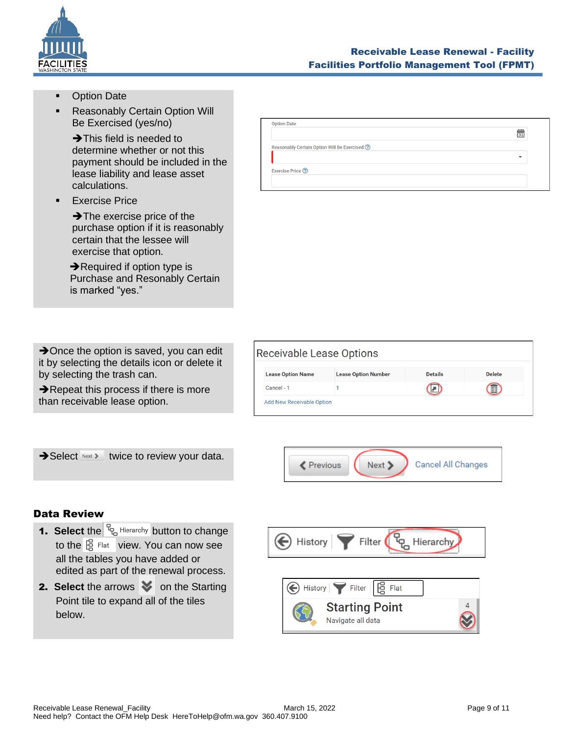- Option Date
- Reasonably Certain Option Will Be Exercised (yes/no)

  ➔This field is needed to determine whether or not this payment should be included in the lease liability and lease asset calculations.
- Exercise Price

  ➔The exercise price of the purchase option if it is reasonably certain that the lessee will exercise that option.

  ➔Required if option type is Purchase and Resonably Certain is marked “yes.”

➔Once the option is saved, you can edit it by selecting the details icon or delete it by selecting the trash can.

➔Repeat this process if there is more than receivable lease option.

➔Select Next twice to review your data.

## Data Review

1. **Select** the Hierarchy button to change to the Flat view. You can now see all the tables you have added or edited as part of the renewal process.
2. **Select** the arrows on the Starting Point tile to expand all of the tiles below.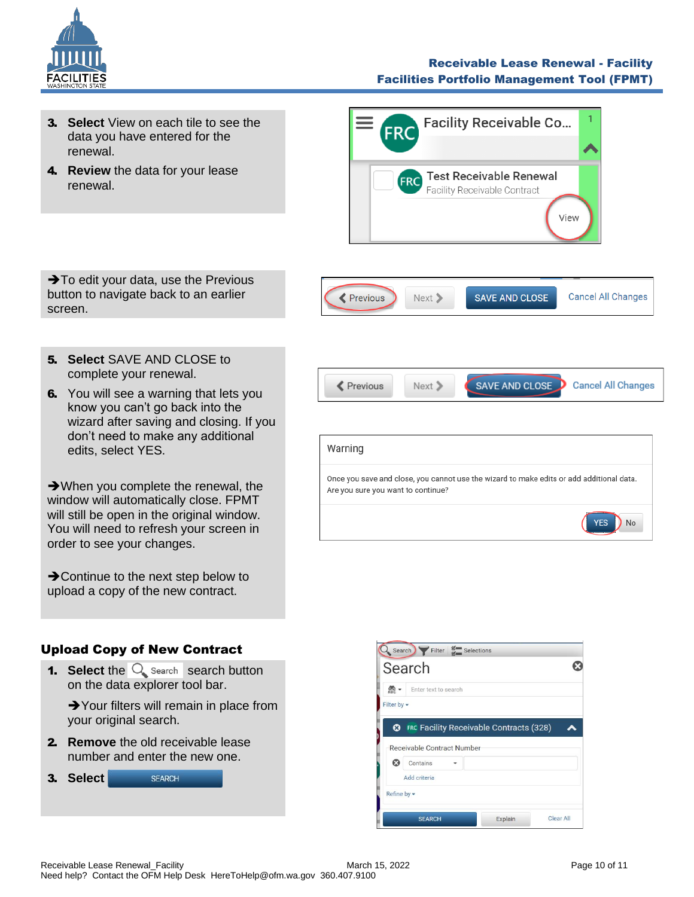3. **Select** View on each tile to see the data you have entered for the renewal.
4. **Review** the data for your lease renewal.

➔To edit your data, use the Previous button to navigate back to an earlier screen.

5. **Select** SAVE AND CLOSE to complete your renewal.
6. You will see a warning that lets you know you can't go back into the wizard after saving and closing. If you don't need to make any additional edits, select YES.

➔When you complete the renewal, the window will automatically close. FPMT will still be open in the original window. You will need to refresh your screen in order to see your changes.

➔Continue to the next step below to upload a copy of the new contract.

## Upload Copy of New Contract

1. **Select** the Search search button on the data explorer tool bar.

   ➔Your filters will remain in place from your original search.
2. **Remove** the old receivable lease number and enter the new one.
3. **Select** SEARCH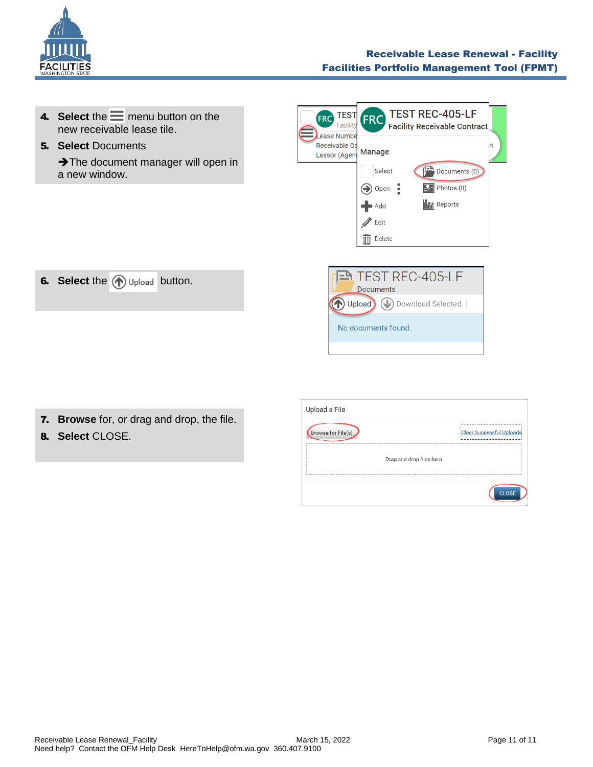4. **Select** the ☰ menu button on the new receivable lease tile.
5. **Select** Documents

   ➔The document manager will open in a new window.

6. **Select** the Upload button.

7. **Browse** for, or drag and drop, the file.
8. **Select** CLOSE.